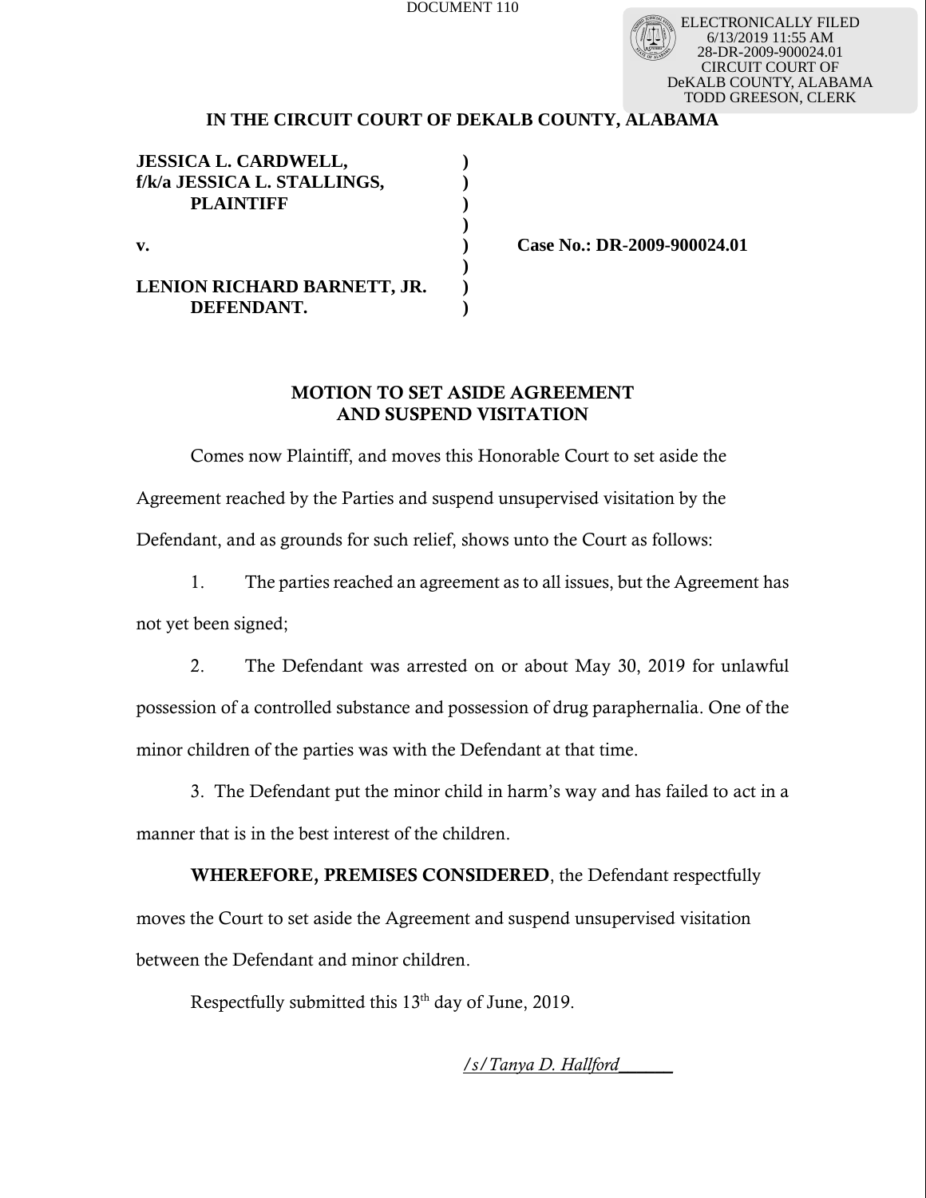DOCUMENT 110

ELECTRONICALLY FILED
6/13/2019 11:55 AM
28-DR-2009-900024.01
CIRCUIT COURT OF
DeKALB COUNTY, ALABAMA
TODD GREESON, CLERK

**IN THE CIRCUIT COURT OF DEKALB COUNTY, ALABAMA**

| | | |
|---|---|---|
| **JESSICA L. CARDWELL,** | **)** | |
| **f/k/a JESSICA L. STALLINGS,** | **)** | |
| **PLAINTIFF** | **)** | |
| | **)** | |
| **v.** | **)** | **Case No.: DR-2009-900024.01** |
| | **)** | |
| **LENION RICHARD BARNETT, JR.** | **)** | |
| **DEFENDANT.** | **)** | |

**MOTION TO SET ASIDE AGREEMENT AND SUSPEND VISITATION**

Comes now Plaintiff, and moves this Honorable Court to set aside the Agreement reached by the Parties and suspend unsupervised visitation by the Defendant, and as grounds for such relief, shows unto the Court as follows:

1. The parties reached an agreement as to all issues, but the Agreement has not yet been signed;

2. The Defendant was arrested on or about May 30, 2019 for unlawful possession of a controlled substance and possession of drug paraphernalia. One of the minor children of the parties was with the Defendant at that time.

3. The Defendant put the minor child in harm's way and has failed to act in a manner that is in the best interest of the children.

**WHEREFORE, PREMISES CONSIDERED**, the Defendant respectfully moves the Court to set aside the Agreement and suspend unsupervised visitation between the Defendant and minor children.

Respectfully submitted this 13th day of June, 2019.

*/s/ Tanya D. Hallford*______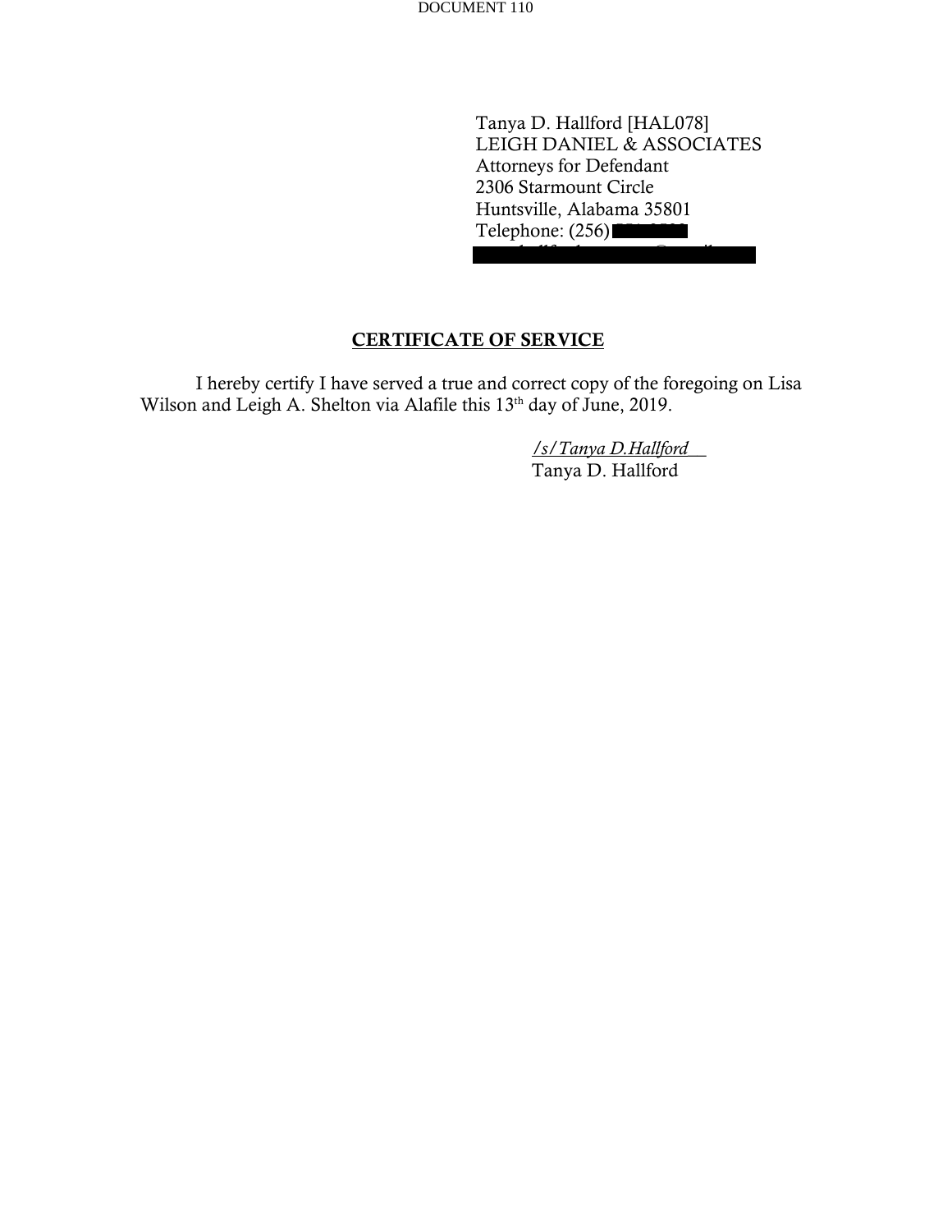Tanya D. Hallford [HAL078]
LEIGH DANIEL & ASSOCIATES
Attorneys for Defendant
2306 Starmount Circle
Huntsville, Alabama 35801
Telephone: (256) [REDACTED]
[REDACTED]

## CERTIFICATE OF SERVICE

I hereby certify I have served a true and correct copy of the foregoing on Lisa Wilson and Leigh A. Shelton via Alafile this 13th day of June, 2019.

*/s/Tanya D.Hallford*
Tanya D. Hallford